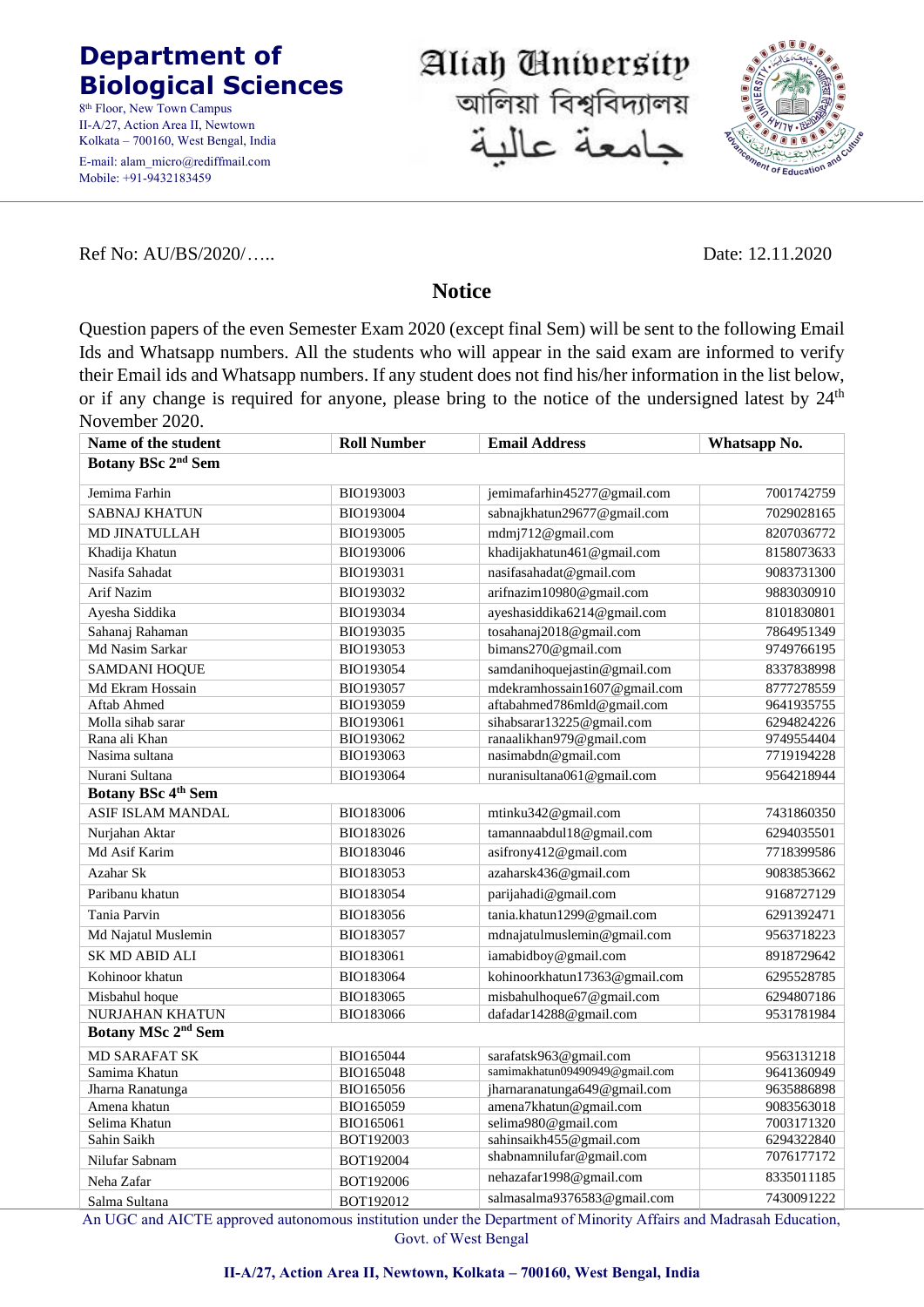# Department of Biological Sciences

8th Floor, New Town Campus
II-A/27, Action Area II, Newtown
Kolkata – 700160, West Bengal, India
E-mail: alam_micro@rediffmail.com
Mobile: +91-9432183459

Aliah University
আলিয়া বিশ্ববিদ্যালয়
جامعة عالية

Ref No: AU/BS/2020/….. Date: 12.11.2020

## Notice

Question papers of the even Semester Exam 2020 (except final Sem) will be sent to the following Email Ids and Whatsapp numbers. All the students who will appear in the said exam are informed to verify their Email ids and Whatsapp numbers. If any student does not find his/her information in the list below, or if any change is required for anyone, please bring to the notice of the undersigned latest by 24th November 2020.

| Name of the student | Roll Number | Email Address | Whatsapp No. |
|---|---|---|---|
| **Botany BSc 2nd Sem** | | | |
| Jemima Farhin | BIO193003 | jemimafarhin45277@gmail.com | 7001742759 |
| SABNAJ KHATUN | BIO193004 | sabnajkhatun29677@gmail.com | 7029028165 |
| MD JINATULLAH | BIO193005 | mdmj712@gmail.com | 8207036772 |
| Khadija Khatun | BIO193006 | khadijakhatun461@gmail.com | 8158073633 |
| Nasifa Sahadat | BIO193031 | nasifasahadat@gmail.com | 9083731300 |
| Arif Nazim | BIO193032 | arifnazim10980@gmail.com | 9883030910 |
| Ayesha Siddika | BIO193034 | ayeshasiddika6214@gmail.com | 8101830801 |
| Sahanaj Rahaman | BIO193035 | tosahanaj2018@gmail.com | 7864951349 |
| Md Nasim Sarkar | BIO193053 | bimans270@gmail.com | 9749766195 |
| SAMDANI HOQUE | BIO193054 | samdanihoquejastin@gmail.com | 8337838998 |
| Md Ekram Hossain | BIO193057 | mdekramhossain1607@gmail.com | 8777278559 |
| Aftab Ahmed | BIO193059 | aftabahmed786mld@gmail.com | 9641935755 |
| Molla sihab sarar | BIO193061 | sihabsarar13225@gmail.com | 6294824226 |
| Rana ali Khan | BIO193062 | ranaalikhan979@gmail.com | 9749554404 |
| Nasima sultana | BIO193063 | nasimabdn@gmail.com | 7719194228 |
| Nurani Sultana | BIO193064 | nuranisultana061@gmail.com | 9564218944 |
| **Botany BSc 4th Sem** | | | |
| ASIF ISLAM MANDAL | BIO183006 | mtinku342@gmail.com | 7431860350 |
| Nurjahan Aktar | BIO183026 | tamannaabdul18@gmail.com | 6294035501 |
| Md Asif Karim | BIO183046 | asifrony412@gmail.com | 7718399586 |
| Azahar Sk | BIO183053 | azaharsk436@gmail.com | 9083853662 |
| Paribanu khatun | BIO183054 | parijahadi@gmail.com | 9168727129 |
| Tania Parvin | BIO183056 | tania.khatun1299@gmail.com | 6291392471 |
| Md Najatul Muslemin | BIO183057 | mdnajatulmuslemin@gmail.com | 9563718223 |
| SK MD ABID ALI | BIO183061 | iamabidboy@gmail.com | 8918729642 |
| Kohinoor khatun | BIO183064 | kohinoorkhatun17363@gmail.com | 6295528785 |
| Misbahul hoque | BIO183065 | misbahulhoque67@gmail.com | 6294807186 |
| NURJAHAN KHATUN | BIO183066 | dafadar14288@gmail.com | 9531781984 |
| **Botany MSc 2nd Sem** | | | |
| MD SARAFAT SK | BIO165044 | sarafatsk963@gmail.com | 9563131218 |
| Samima Khatun | BIO165048 | samimakhatun09490949@gmail.com | 9641360949 |
| Jharna Ranatunga | BIO165056 | jharnaranatunga649@gmail.com | 9635886898 |
| Amena khatun | BIO165059 | amena7khatun@gmail.com | 9083563018 |
| Selima Khatun | BIO165061 | selima980@gmail.com | 7003171320 |
| Sahin Saikh | BOT192003 | sahinsaikh455@gmail.com | 6294322840 |
| Nilufar Sabnam | BOT192004 | shabnamnilufar@gmail.com | 7076177172 |
| Neha Zafar | BOT192006 | nehazafar1998@gmail.com | 8335011185 |
| Salma Sultana | BOT192012 | salmasalma9376583@gmail.com | 7430091222 |

An UGC and AICTE approved autonomous institution under the Department of Minority Affairs and Madrasah Education, Govt. of West Bengal

**II-A/27, Action Area II, Newtown, Kolkata – 700160, West Bengal, India**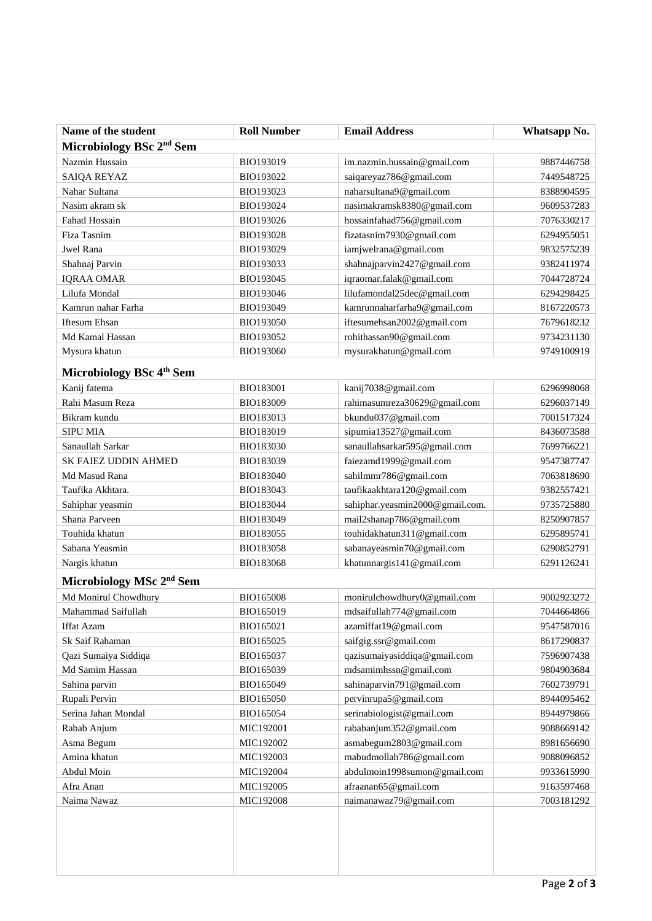| Name of the student | Roll Number | Email Address | Whatsapp No. |
|---|---|---|---|
| **Microbiology BSc 2nd Sem** | | | |
| Nazmin Hussain | BIO193019 | im.nazmin.hussain@gmail.com | 9887446758 |
| SAIQA REYAZ | BIO193022 | saiqareyaz786@gmail.com | 7449548725 |
| Nahar Sultana | BIO193023 | naharsultana9@gmail.com | 8388904595 |
| Nasim akram sk | BIO193024 | nasimakramsk8380@gmail.com | 9609537283 |
| Fahad Hossain | BIO193026 | hossainfahad756@gmail.com | 7076330217 |
| Fiza Tasnim | BIO193028 | fizatasnim7930@gmail.com | 6294955051 |
| Jwel Rana | BIO193029 | iamjwelrana@gmail.com | 9832575239 |
| Shahnaj Parvin | BIO193033 | shahnajparvin2427@gmail.com | 9382411974 |
| IQRAA OMAR | BIO193045 | iqraomar.falak@gmail.com | 7044728724 |
| Lilufa Mondal | BIO193046 | lilufamondal25dec@gmail.com | 6294298425 |
| Kamrun nahar Farha | BIO193049 | kamrunnaharfarha9@gmail.com | 8167220573 |
| Iftesum Ehsan | BIO193050 | iftesumehsan2002@gmail.com | 7679618232 |
| Md Kamal Hassan | BIO193052 | rohithassan90@gmail.com | 9734231130 |
| Mysura khatun | BIO193060 | mysurakhatun@gmail.com | 9749100919 |
| **Microbiology BSc 4th Sem** | | | |
| Kanij fatema | BIO183001 | kanij7038@gmail.com | 6296998068 |
| Rahi Masum Reza | BIO183009 | rahimasumreza30629@gmail.com | 6296037149 |
| Bikram kundu | BIO183013 | bkundu037@gmail.com | 7001517324 |
| SIPU MIA | BIO183019 | sipumia13527@gmail.com | 8436073588 |
| Sanaullah Sarkar | BIO183030 | sanaullahsarkar595@gmail.com | 7699766221 |
| SK FAIEZ UDDIN AHMED | BIO183039 | faiezamd1999@gmail.com | 9547387747 |
| Md Masud Rana | BIO183040 | sahilmmr786@gmail.com | 7063818690 |
| Taufika Akhtara. | BIO183043 | taufikaakhtara120@gmail.com | 9382557421 |
| Sahiphar yeasmin | BIO183044 | sahiphar.yeasmin2000@gmail.com. | 9735725880 |
| Shana Parveen | BIO183049 | mail2shanap786@gmail.com | 8250907857 |
| Touhida khatun | BIO183055 | touhidakhatun311@gmail.com | 6295895741 |
| Sabana Yeasmin | BIO183058 | sabanayeasmin70@gmail.com | 6290852791 |
| Nargis khatun | BIO183068 | khatunnargis141@gmail.com | 6291126241 |
| **Microbiology MSc 2nd Sem** | | | |
| Md Monirul Chowdhury | BIO165008 | monirulchowdhury0@gmail.com | 9002923272 |
| Mahammad Saifullah | BIO165019 | mdsaifullah774@gmail.com | 7044664866 |
| Iffat Azam | BIO165021 | azamiffat19@gmail.com | 9547587016 |
| Sk Saif Rahaman | BIO165025 | saifgig.ssr@gmail.com | 8617290837 |
| Qazi Sumaiya Siddiqa | BIO165037 | qazisumaiyasiddiqa@gmail.com | 7596907438 |
| Md Samim Hassan | BIO165039 | mdsamimhssn@gmail.com | 9804903684 |
| Sahina parvin | BIO165049 | sahinaparvin791@gmail.com | 7602739791 |
| Rupali Pervin | BIO165050 | pervinrupa5@gmail.com | 8944095462 |
| Serina Jahan Mondal | BIO165054 | serinabiologist@gmail.com | 8944979866 |
| Rabab Anjum | MIC192001 | rababanjum352@gmail.com | 9088669142 |
| Asma Begum | MIC192002 | asmabegum2803@gmail.com | 8981656690 |
| Amina khatun | MIC192003 | mabudmollah786@gmail.com | 9088096852 |
| Abdul Moin | MIC192004 | abdulmoin1998sumon@gmail.com | 9933615990 |
| Afra Anan | MIC192005 | afraanan65@gmail.com | 9163597468 |
| Naima Nawaz | MIC192008 | naimanawaz79@gmail.com | 7003181292 |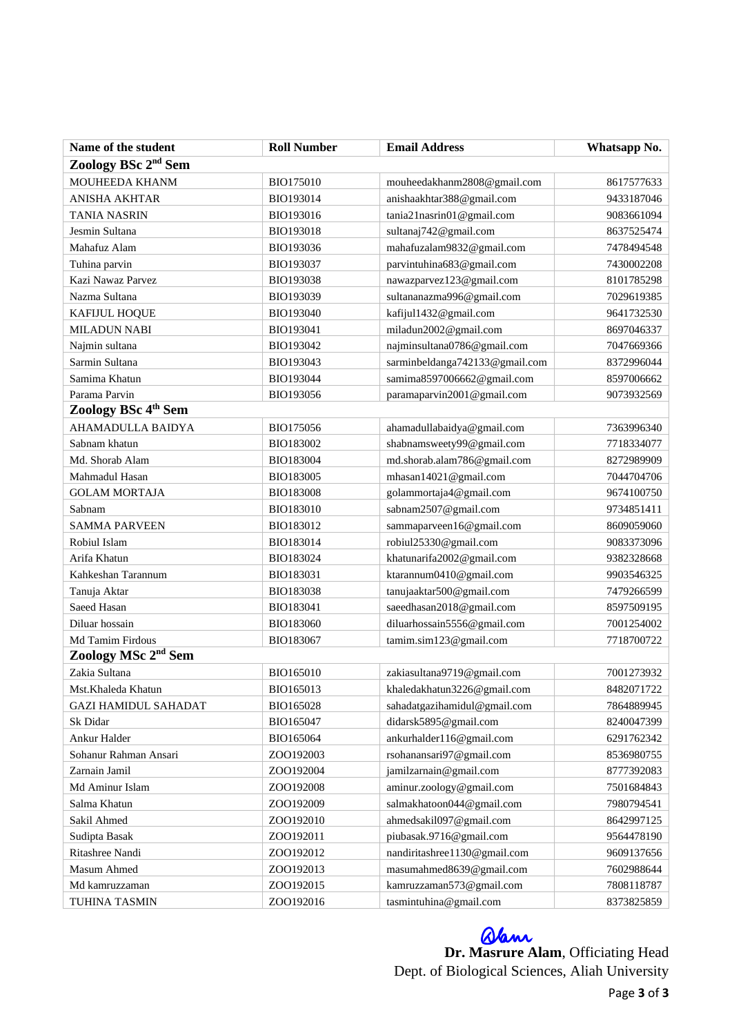| Name of the student | Roll Number | Email Address | Whatsapp No. |
|---|---|---|---|
| **Zoology BSc 2nd Sem** | | | |
| MOUHEEDA KHANM | BIO175010 | mouheedakhanm2808@gmail.com | 8617577633 |
| ANISHA AKHTAR | BIO193014 | anishaakhtar388@gmail.com | 9433187046 |
| TANIA NASRIN | BIO193016 | tania21nasrin01@gmail.com | 9083661094 |
| Jesmin Sultana | BIO193018 | sultanaj742@gmail.com | 8637525474 |
| Mahafuz Alam | BIO193036 | mahafuzalam9832@gmail.com | 7478494548 |
| Tuhina parvin | BIO193037 | parvintuhina683@gmail.com | 7430002208 |
| Kazi Nawaz Parvez | BIO193038 | nawazparvez123@gmail.com | 8101785298 |
| Nazma Sultana | BIO193039 | sultananazma996@gmail.com | 7029619385 |
| KAFIJUL HOQUE | BIO193040 | kafijul1432@gmail.com | 9641732530 |
| MILADUN NABI | BIO193041 | miladun2002@gmail.com | 8697046337 |
| Najmin sultana | BIO193042 | najminsultana0786@gmail.com | 7047669366 |
| Sarmin Sultana | BIO193043 | sarminbeldanga742133@gmail.com | 8372996044 |
| Samima Khatun | BIO193044 | samima8597006662@gmail.com | 8597006662 |
| Parama Parvin | BIO193056 | paramaparvin2001@gmail.com | 9073932569 |
| **Zoology BSc 4th Sem** | | | |
| AHAMADULLA BAIDYA | BIO175056 | ahamadullabaidya@gmail.com | 7363996340 |
| Sabnam khatun | BIO183002 | shabnamsweety99@gmail.com | 7718334077 |
| Md. Shorab Alam | BIO183004 | md.shorab.alam786@gmail.com | 8272989909 |
| Mahmadul Hasan | BIO183005 | mhasan14021@gmail.com | 7044704706 |
| GOLAM MORTAJA | BIO183008 | golammortaja4@gmail.com | 9674100750 |
| Sabnam | BIO183010 | sabnam2507@gmail.com | 9734851411 |
| SAMMA PARVEEN | BIO183012 | sammaparveen16@gmail.com | 8609059060 |
| Robiul Islam | BIO183014 | robiul25330@gmail.com | 9083373096 |
| Arifa Khatun | BIO183024 | khatunarifa2002@gmail.com | 9382328668 |
| Kahkeshan Tarannum | BIO183031 | ktarannum0410@gmail.com | 9903546325 |
| Tanuja Aktar | BIO183038 | tanujaaktar500@gmail.com | 7479266599 |
| Saeed Hasan | BIO183041 | saeedhasan2018@gmail.com | 8597509195 |
| Diluar hossain | BIO183060 | diluarhossain5556@gmail.com | 7001254002 |
| Md Tamim Firdous | BIO183067 | tamim.sim123@gmail.com | 7718700722 |
| **Zoology MSc 2nd Sem** | | | |
| Zakia Sultana | BIO165010 | zakiasultana9719@gmail.com | 7001273932 |
| Mst.Khaleda Khatun | BIO165013 | khaledakhatun3226@gmail.com | 8482071722 |
| GAZI HAMIDUL SAHADAT | BIO165028 | sahadatgazihamidul@gmail.com | 7864889945 |
| Sk Didar | BIO165047 | didarsk5895@gmail.com | 8240047399 |
| Ankur Halder | BIO165064 | ankurhalder116@gmail.com | 6291762342 |
| Sohanur Rahman Ansari | ZOO192003 | rsohanansari97@gmail.com | 8536980755 |
| Zarnain Jamil | ZOO192004 | jamilzarnain@gmail.com | 8777392083 |
| Md Aminur Islam | ZOO192008 | aminur.zoology@gmail.com | 7501684843 |
| Salma Khatun | ZOO192009 | salmakhatoon044@gmail.com | 7980794541 |
| Sakil Ahmed | ZOO192010 | ahmedsakil097@gmail.com | 8642997125 |
| Sudipta Basak | ZOO192011 | piubasak.9716@gmail.com | 9564478190 |
| Ritashree Nandi | ZOO192012 | nandiritashree1130@gmail.com | 9609137656 |
| Masum Ahmed | ZOO192013 | masumahmed8639@gmail.com | 7602988644 |
| Md kamruzzaman | ZOO192015 | kamruzzaman573@gmail.com | 7808118787 |
| TUHINA TASMIN | ZOO192016 | tasmintuhina@gmail.com | 8373825859 |

Alam

**Dr. Masrure Alam**, Officiating Head
Dept. of Biological Sciences, Aliah University